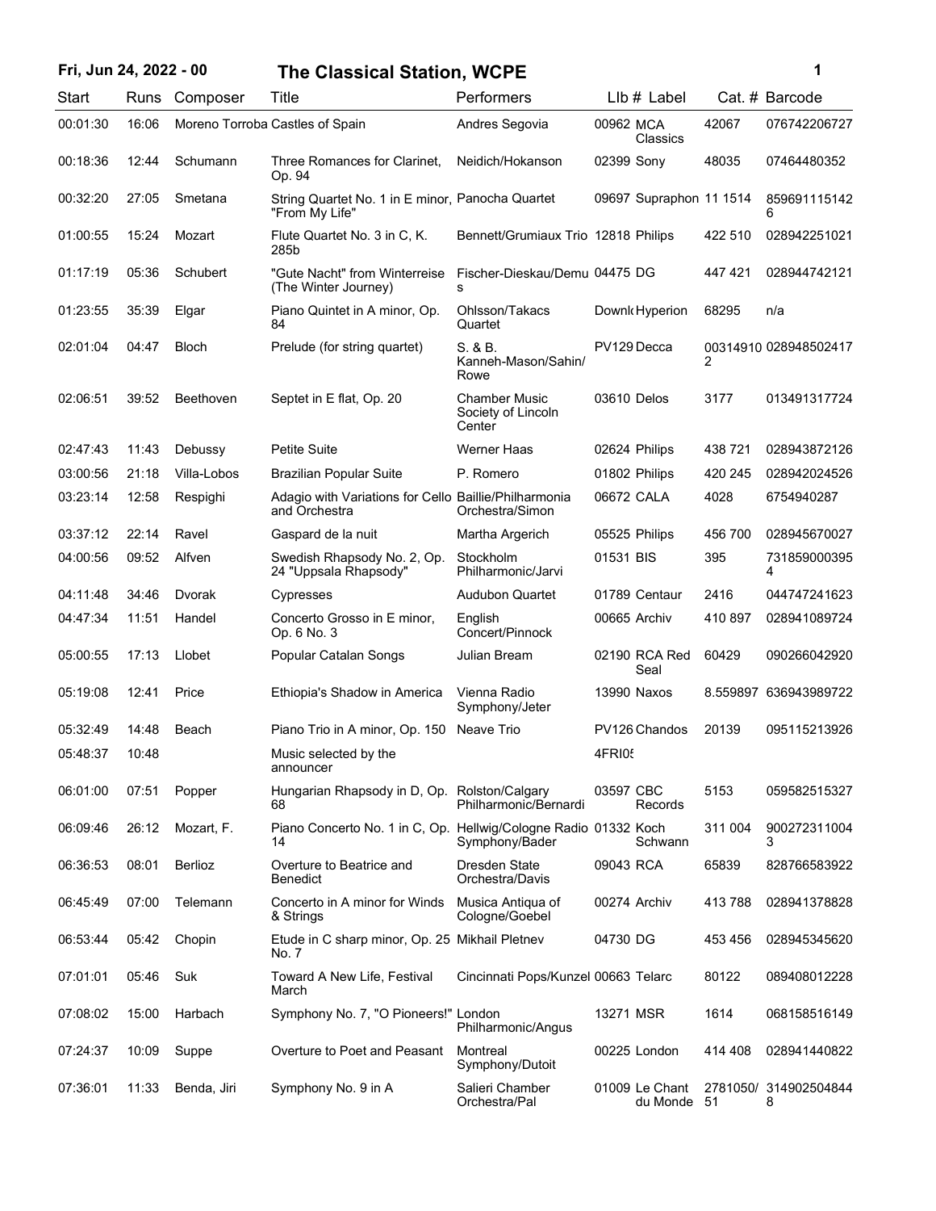**Fri, Jun 24, 2022 - 00** **The Classical Station, WCPE**

| Start | Runs | Composer | Title | Performers | Llb # | Label | Cat. # | Barcode |
|---|---|---|---|---|---|---|---|---|
| 00:01:30 | 16:06 | Moreno Torroba | Castles of Spain | Andres Segovia | 00962 | MCA Classics | 42067 | 076742206727 |
| 00:18:36 | 12:44 | Schumann | Three Romances for Clarinet, Op. 94 | Neidich/Hokanson | 02399 | Sony | 48035 | 07464480352 |
| 00:32:20 | 27:05 | Smetana | String Quartet No. 1 in E minor, "From My Life" | Panocha Quartet | 09697 | Supraphon | 11 1514 | 8596911151426 |
| 01:00:55 | 15:24 | Mozart | Flute Quartet No. 3 in C, K. 285b | Bennett/Grumiaux Trio | 12818 | Philips | 422 510 | 028942251021 |
| 01:17:19 | 05:36 | Schubert | "Gute Nacht" from Winterreise (The Winter Journey) | Fischer-Dieskau/Demus | 04475 | DG | 447 421 | 028944742121 |
| 01:23:55 | 35:39 | Elgar | Piano Quintet in A minor, Op. 84 | Ohlsson/Takacs Quartet | Downl | Hyperion | 68295 | n/a |
| 02:01:04 | 04:47 | Bloch | Prelude (for string quartet) | S. & B. Kanneh-Mason/Sahin/Rowe | PV129 | Decca | 003149102 | 028948502417 |
| 02:06:51 | 39:52 | Beethoven | Septet in E flat, Op. 20 | Chamber Music Society of Lincoln Center | 03610 | Delos | 3177 | 013491317724 |
| 02:47:43 | 11:43 | Debussy | Petite Suite | Werner Haas | 02624 | Philips | 438 721 | 028943872126 |
| 03:00:56 | 21:18 | Villa-Lobos | Brazilian Popular Suite | P. Romero | 01802 | Philips | 420 245 | 028942024526 |
| 03:23:14 | 12:58 | Respighi | Adagio with Variations for Cello and Orchestra | Baillie/Philharmonia Orchestra/Simon | 06672 | CALA | 4028 | 6754940287 |
| 03:37:12 | 22:14 | Ravel | Gaspard de la nuit | Martha Argerich | 05525 | Philips | 456 700 | 028945670027 |
| 04:00:56 | 09:52 | Alfven | Swedish Rhapsody No. 2, Op. 24 "Uppsala Rhapsody" | Stockholm Philharmonic/Jarvi | 01531 | BIS | 395 | 7318590003954 |
| 04:11:48 | 34:46 | Dvorak | Cypresses | Audubon Quartet | 01789 | Centaur | 2416 | 044747241623 |
| 04:47:34 | 11:51 | Handel | Concerto Grosso in E minor, Op. 6 No. 3 | English Concert/Pinnock | 00665 | Archiv | 410 897 | 028941089724 |
| 05:00:55 | 17:13 | Llobet | Popular Catalan Songs | Julian Bream | 02190 | RCA Red Seal | 60429 | 090266042920 |
| 05:19:08 | 12:41 | Price | Ethiopia's Shadow in America | Vienna Radio Symphony/Jeter | 13990 | Naxos | 8.559897 | 636943989722 |
| 05:32:49 | 14:48 | Beach | Piano Trio in A minor, Op. 150 | Neave Trio | PV126 | Chandos | 20139 | 095115213926 |
| 05:48:37 | 10:48 | | Music selected by the announcer | | 4FRI05 | | | |
| 06:01:00 | 07:51 | Popper | Hungarian Rhapsody in D, Op. 68 | Rolston/Calgary Philharmonic/Bernardi | 03597 | CBC Records | 5153 | 059582515327 |
| 06:09:46 | 26:12 | Mozart, F. | Piano Concerto No. 1 in C, Op. 14 | Hellwig/Cologne Radio Symphony/Bader | 01332 | Koch Schwann | 311 004 | 9002723110043 |
| 06:36:53 | 08:01 | Berlioz | Overture to Beatrice and Benedict | Dresden State Orchestra/Davis | 09043 | RCA | 65839 | 828766583922 |
| 06:45:49 | 07:00 | Telemann | Concerto in A minor for Winds & Strings | Musica Antiqua of Cologne/Goebel | 00274 | Archiv | 413 788 | 028941378828 |
| 06:53:44 | 05:42 | Chopin | Etude in C sharp minor, Op. 25 No. 7 | Mikhail Pletnev | 04730 | DG | 453 456 | 028945345620 |
| 07:01:01 | 05:46 | Suk | Toward A New Life, Festival March | Cincinnati Pops/Kunzel | 00663 | Telarc | 80122 | 089408012228 |
| 07:08:02 | 15:00 | Harbach | Symphony No. 7, "O Pioneers!" | London Philharmonic/Angus | 13271 | MSR | 1614 | 068158516149 |
| 07:24:37 | 10:09 | Suppe | Overture to Poet and Peasant | Montreal Symphony/Dutoit | 00225 | London | 414 408 | 028941440822 |
| 07:36:01 | 11:33 | Benda, Jiri | Symphony No. 9 in A | Salieri Chamber Orchestra/Pal | 01009 | Le Chant du Monde | 2781050/51 | 3149025048448 |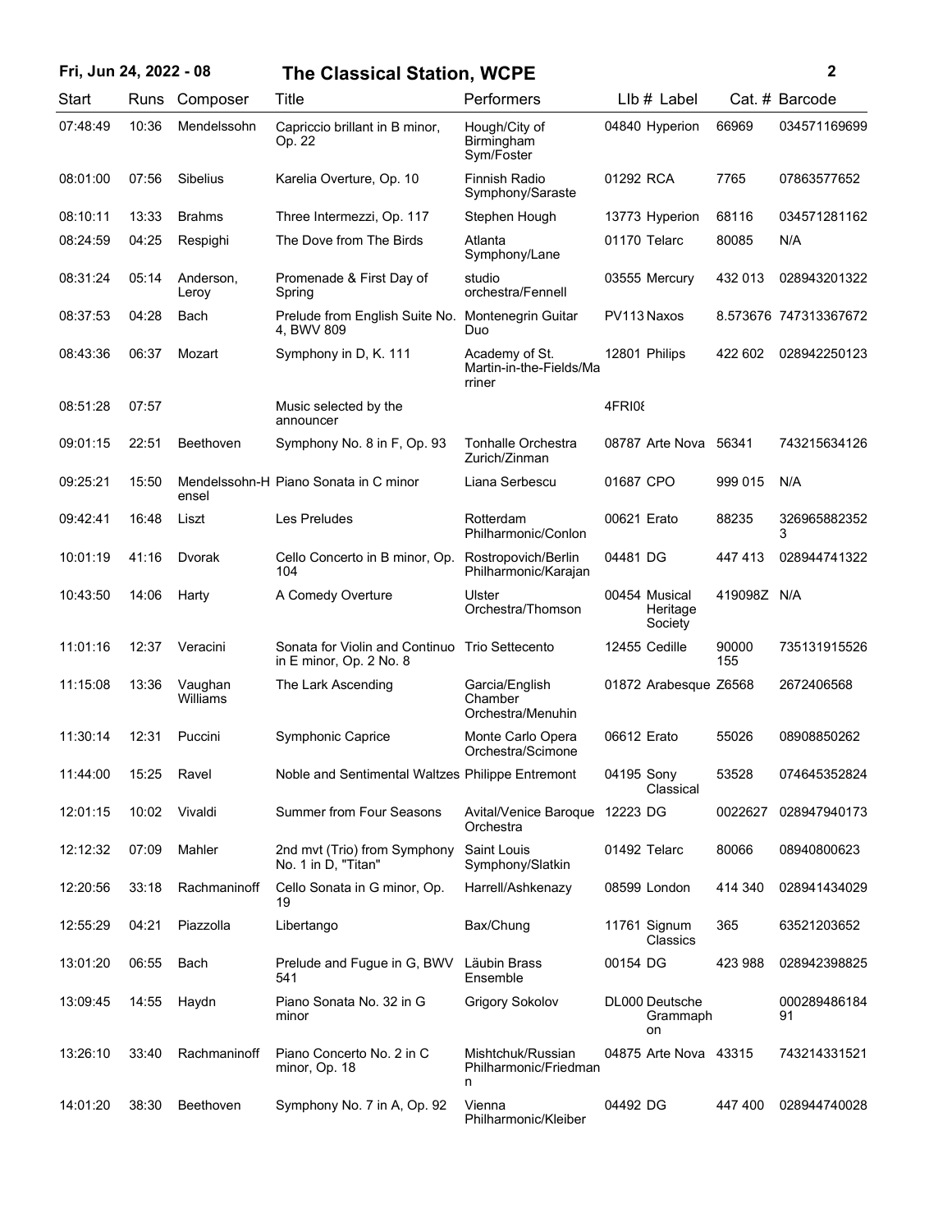# Fri, Jun 24, 2022 - 08 — The Classical Station, WCPE

| Start | Runs | Composer | Title | Performers | Llb # | Label | Cat. # | Barcode |
|---|---|---|---|---|---|---|---|---|
| 07:48:49 | 10:36 | Mendelssohn | Capriccio brillant in B minor, Op. 22 | Hough/City of Birmingham Sym/Foster | 04840 | Hyperion | 66969 | 034571169699 |
| 08:01:00 | 07:56 | Sibelius | Karelia Overture, Op. 10 | Finnish Radio Symphony/Saraste | 01292 | RCA | 7765 | 07863577652 |
| 08:10:11 | 13:33 | Brahms | Three Intermezzi, Op. 117 | Stephen Hough | 13773 | Hyperion | 68116 | 034571281162 |
| 08:24:59 | 04:25 | Respighi | The Dove from The Birds | Atlanta Symphony/Lane | 01170 | Telarc | 80085 | N/A |
| 08:31:24 | 05:14 | Anderson, Leroy | Promenade & First Day of Spring | studio orchestra/Fennell | 03555 | Mercury | 432 013 | 028943201322 |
| 08:37:53 | 04:28 | Bach | Prelude from English Suite No. 4, BWV 809 | Montenegrin Guitar Duo | PV113 | Naxos | 8.573676 | 747313367672 |
| 08:43:36 | 06:37 | Mozart | Symphony in D, K. 111 | Academy of St. Martin-in-the-Fields/Marriner | 12801 | Philips | 422 602 | 028942250123 |
| 08:51:28 | 07:57 | | Music selected by the announcer | | 4FRI08 | | | |
| 09:01:15 | 22:51 | Beethoven | Symphony No. 8 in F, Op. 93 | Tonhalle Orchestra Zurich/Zinman | 08787 | Arte Nova | 56341 | 743215634126 |
| 09:25:21 | 15:50 | Mendelssohn-Hensel | Piano Sonata in C minor | Liana Serbescu | 01687 | CPO | 999 015 | N/A |
| 09:42:41 | 16:48 | Liszt | Les Preludes | Rotterdam Philharmonic/Conlon | 00621 | Erato | 88235 | 3269658823523 |
| 10:01:19 | 41:16 | Dvorak | Cello Concerto in B minor, Op. 104 | Rostropovich/Berlin Philharmonic/Karajan | 04481 | DG | 447 413 | 028944741322 |
| 10:43:50 | 14:06 | Harty | A Comedy Overture | Ulster Orchestra/Thomson | 00454 | Musical Heritage Society | 419098Z | N/A |
| 11:01:16 | 12:37 | Veracini | Sonata for Violin and Continuo in E minor, Op. 2 No. 8 | Trio Settecento | 12455 | Cedille | 90000 155 | 735131915526 |
| 11:15:08 | 13:36 | Vaughan Williams | The Lark Ascending | Garcia/English Chamber Orchestra/Menuhin | 01872 | Arabesque | Z6568 | 2672406568 |
| 11:30:14 | 12:31 | Puccini | Symphonic Caprice | Monte Carlo Opera Orchestra/Scimone | 06612 | Erato | 55026 | 08908850262 |
| 11:44:00 | 15:25 | Ravel | Noble and Sentimental Waltzes | Philippe Entremont | 04195 | Sony Classical | 53528 | 074645352824 |
| 12:01:15 | 10:02 | Vivaldi | Summer from Four Seasons | Avital/Venice Baroque Orchestra | 12223 | DG | 0022627 | 028947940173 |
| 12:12:32 | 07:09 | Mahler | 2nd mvt (Trio) from Symphony No. 1 in D, "Titan" | Saint Louis Symphony/Slatkin | 01492 | Telarc | 80066 | 08940800623 |
| 12:20:56 | 33:18 | Rachmaninoff | Cello Sonata in G minor, Op. 19 | Harrell/Ashkenazy | 08599 | London | 414 340 | 028941434029 |
| 12:55:29 | 04:21 | Piazzolla | Libertango | Bax/Chung | 11761 | Signum Classics | 365 | 63521203652 |
| 13:01:20 | 06:55 | Bach | Prelude and Fugue in G, BWV 541 | Läubin Brass Ensemble | 00154 | DG | 423 988 | 028942398825 |
| 13:09:45 | 14:55 | Haydn | Piano Sonata No. 32 in G minor | Grigory Sokolov | DL000 | Deutsche Grammaphon | | 00028948618491 |
| 13:26:10 | 33:40 | Rachmaninoff | Piano Concerto No. 2 in C minor, Op. 18 | Mishtchuk/Russian Philharmonic/Friedmann | 04875 | Arte Nova | 43315 | 743214331521 |
| 14:01:20 | 38:30 | Beethoven | Symphony No. 7 in A, Op. 92 | Vienna Philharmonic/Kleiber | 04492 | DG | 447 400 | 028944740028 |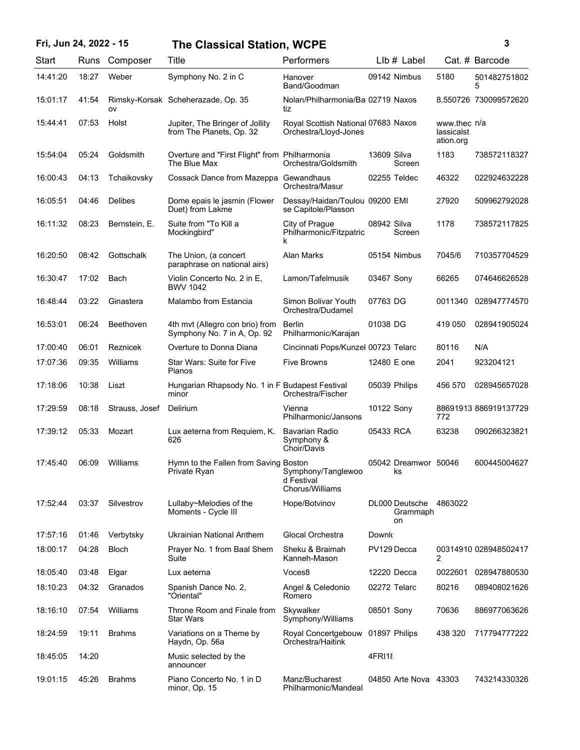| Start | Runs | Composer | Title | Performers | Llb # | Label | Cat. # | Barcode |
|---|---|---|---|---|---|---|---|---|
| 14:41:20 | 18:27 | Weber | Symphony No. 2 in C | Hanover Band/Goodman | 09142 | Nimbus | 5180 | 5014827518025 |
| 15:01:17 | 41:54 | Rimsky-Korsakov | Scheherazade, Op. 35 | Nolan/Philharmonia/Batiz | 02719 | Naxos | 8.550726 | 730099572620 |
| 15:44:41 | 07:53 | Holst | Jupiter, The Bringer of Jollity from The Planets, Op. 32 | Royal Scottish National Orchestra/Lloyd-Jones | 07683 | Naxos | www.theclassicalstation.org | n/a |
| 15:54:04 | 05:24 | Goldsmith | Overture and "First Flight" from The Blue Max | Philharmonia Orchestra/Goldsmith | 13609 | Silva Screen | 1183 | 738572118327 |
| 16:00:43 | 04:13 | Tchaikovsky | Cossack Dance from Mazeppa | Gewandhaus Orchestra/Masur | 02255 | Teldec | 46322 | 022924632228 |
| 16:05:51 | 04:46 | Delibes | Dome epais le jasmin (Flower Duet) from Lakme | Dessay/Haidan/Toulouse Capitole/Plasson | 09200 | EMI | 27920 | 509962792028 |
| 16:11:32 | 08:23 | Bernstein, E. | Suite from "To Kill a Mockingbird" | City of Prague Philharmonic/Fitzpatrick | 08942 | Silva Screen | 1178 | 738572117825 |
| 16:20:50 | 08:42 | Gottschalk | The Union, (a concert paraphrase on national airs) | Alan Marks | 05154 | Nimbus | 7045/6 | 710357704529 |
| 16:30:47 | 17:02 | Bach | Violin Concerto No. 2 in E, BWV 1042 | Lamon/Tafelmusik | 03467 | Sony | 66265 | 074646626528 |
| 16:48:44 | 03:22 | Ginastera | Malambo from Estancia | Simon Bolivar Youth Orchestra/Dudamel | 07763 | DG | 0011340 | 028947774570 |
| 16:53:01 | 06:24 | Beethoven | 4th mvt (Allegro con brio) from Symphony No. 7 in A, Op. 92 | Berlin Philharmonic/Karajan | 01038 | DG | 419 050 | 028941905024 |
| 17:00:40 | 06:01 | Reznicek | Overture to Donna Diana | Cincinnati Pops/Kunzel | 00723 | Telarc | 80116 | N/A |
| 17:07:36 | 09:35 | Williams | Star Wars: Suite for Five Pianos | Five Browns | 12480 | E one | 2041 | 923204121 |
| 17:18:06 | 10:38 | Liszt | Hungarian Rhapsody No. 1 in F minor | Budapest Festival Orchestra/Fischer | 05039 | Philips | 456 570 | 028945657028 |
| 17:29:59 | 08:18 | Strauss, Josef | Delirium | Vienna Philharmonic/Jansons | 10122 | Sony | 88691913772 | 886919137729 |
| 17:39:12 | 05:33 | Mozart | Lux aeterna from Requiem, K. 626 | Bavarian Radio Symphony & Choir/Davis | 05433 | RCA | 63238 | 090266323821 |
| 17:45:40 | 06:09 | Williams | Hymn to the Fallen from Saving Private Ryan | Boston Symphony/Tanglewood Festival Chorus/Williams | 05042 | Dreamworks | 50046 | 600445004627 |
| 17:52:44 | 03:37 | Silvestrov | Lullaby~Melodies of the Moments - Cycle III | Hope/Botvinov | DL000 | Deutsche Grammaphon | 4863022 | |
| 17:57:16 | 01:46 | Verbytsky | Ukrainian National Anthem | Glocal Orchestra | Downl( | | | |
| 18:00:17 | 04:28 | Bloch | Prayer No. 1 from Baal Shem Suite | Sheku & Braimah Kanneh-Mason | PV129 | Decca | 003149102 | 028948502417 |
| 18:05:40 | 03:48 | Elgar | Lux aeterna | Voces8 | 12220 | Decca | 0022601 | 028947880530 |
| 18:10:23 | 04:32 | Granados | Spanish Dance No. 2, "Oriental" | Angel & Celedonio Romero | 02272 | Telarc | 80216 | 089408021626 |
| 18:16:10 | 07:54 | Williams | Throne Room and Finale from Star Wars | Skywalker Symphony/Williams | 08501 | Sony | 70636 | 886977063626 |
| 18:24:59 | 19:11 | Brahms | Variations on a Theme by Haydn, Op. 56a | Royal Concertgebouw Orchestra/Haitink | 01897 | Philips | 438 320 | 717794777222 |
| 18:45:05 | 14:20 | | Music selected by the announcer | | 4FRI18 | | | |
| 19:01:15 | 45:26 | Brahms | Piano Concerto No. 1 in D minor, Op. 15 | Manz/Bucharest Philharmonic/Mandeal | 04850 | Arte Nova | 43303 | 743214330326 |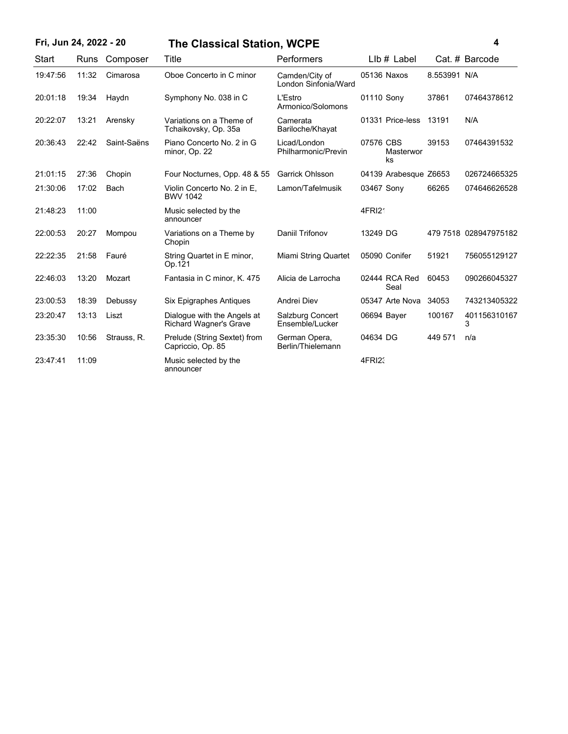| Start | Runs | Composer | Title | Performers | Llb # | Label | Cat. # | Barcode |
|---|---|---|---|---|---|---|---|---|
| 19:47:56 | 11:32 | Cimarosa | Oboe Concerto in C minor | Camden/City of London Sinfonia/Ward | 05136 | Naxos | 8.553991 | N/A |
| 20:01:18 | 19:34 | Haydn | Symphony No. 038 in C | L'Estro Armonico/Solomons | 01110 | Sony | 37861 | 07464378612 |
| 20:22:07 | 13:21 | Arensky | Variations on a Theme of Tchaikovsky, Op. 35a | Camerata Bariloche/Khayat | 01331 | Price-less | 13191 | N/A |
| 20:36:43 | 22:42 | Saint-Saëns | Piano Concerto No. 2 in G minor, Op. 22 | Licad/London Philharmonic/Previn | 07576 | CBS Masterworks | 39153 | 07464391532 |
| 21:01:15 | 27:36 | Chopin | Four Nocturnes, Opp. 48 & 55 | Garrick Ohlsson | 04139 | Arabesque | Z6653 | 026724665325 |
| 21:30:06 | 17:02 | Bach | Violin Concerto No. 2 in E, BWV 1042 | Lamon/Tafelmusik | 03467 | Sony | 66265 | 074646626528 |
| 21:48:23 | 11:00 | | Music selected by the announcer | | 4FRI21 | | | |
| 22:00:53 | 20:27 | Mompou | Variations on a Theme by Chopin | Daniil Trifonov | 13249 | DG | 479 7518 | 028947975182 |
| 22:22:35 | 21:58 | Fauré | String Quartet in E minor, Op.121 | Miami String Quartet | 05090 | Conifer | 51921 | 756055129127 |
| 22:46:03 | 13:20 | Mozart | Fantasia in C minor, K. 475 | Alicia de Larrocha | 02444 | RCA Red Seal | 60453 | 090266045327 |
| 23:00:53 | 18:39 | Debussy | Six Epigraphes Antiques | Andrei Diev | 05347 | Arte Nova | 34053 | 743213405322 |
| 23:20:47 | 13:13 | Liszt | Dialogue with the Angels at Richard Wagner's Grave | Salzburg Concert Ensemble/Lucker | 06694 | Bayer | 100167 | 4011563101673 |
| 23:35:30 | 10:56 | Strauss, R. | Prelude (String Sextet) from Capriccio, Op. 85 | German Opera, Berlin/Thielemann | 04634 | DG | 449 571 | n/a |
| 23:47:41 | 11:09 | | Music selected by the announcer | | 4FRI23 | | | |